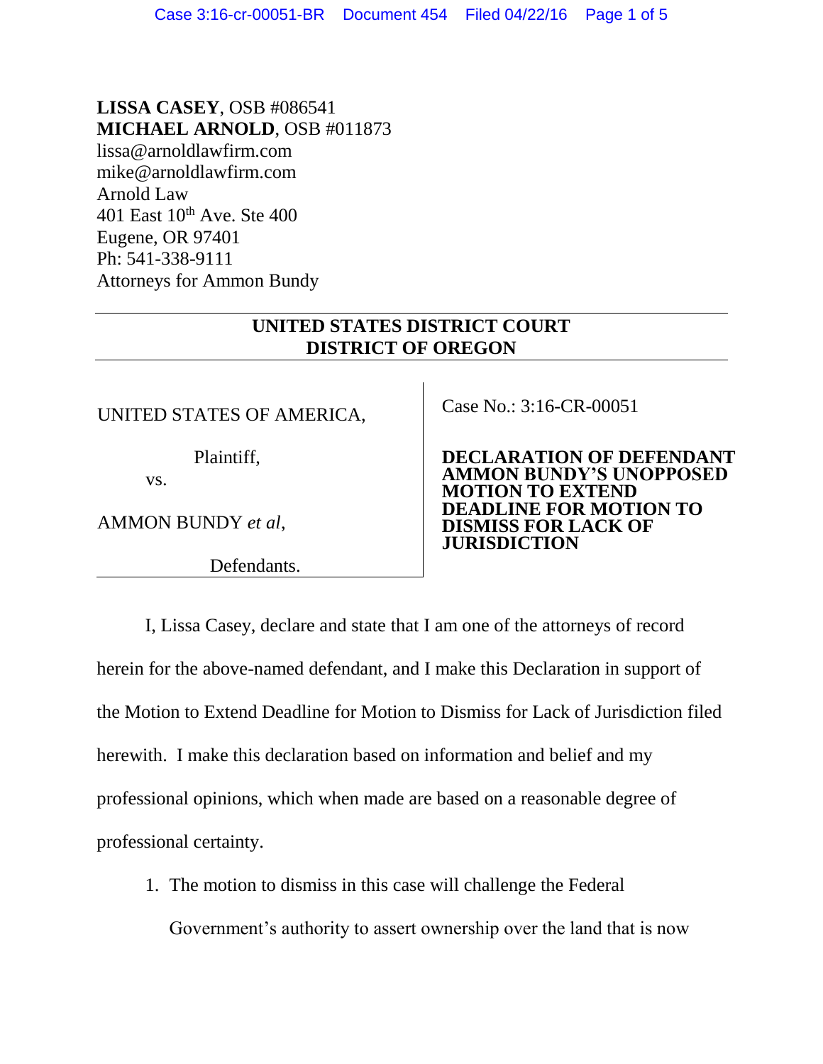**LISSA CASEY**, OSB #086541
**MICHAEL ARNOLD**, OSB #011873
lissa@arnoldlawfirm.com
mike@arnoldlawfirm.com
Arnold Law
401 East 10th Ave. Ste 400
Eugene, OR 97401
Ph: 541-338-9111
Attorneys for Ammon Bundy

**UNITED STATES DISTRICT COURT**
**DISTRICT OF OREGON**

UNITED STATES OF AMERICA,

Plaintiff,

vs.

AMMON BUNDY *et al*,

Defendants.

Case No.: 3:16-CR-00051

**DECLARATION OF DEFENDANT AMMON BUNDY'S UNOPPOSED MOTION TO EXTEND DEADLINE FOR MOTION TO DISMISS FOR LACK OF JURISDICTION**

I, Lissa Casey, declare and state that I am one of the attorneys of record herein for the above-named defendant, and I make this Declaration in support of the Motion to Extend Deadline for Motion to Dismiss for Lack of Jurisdiction filed herewith. I make this declaration based on information and belief and my professional opinions, which when made are based on a reasonable degree of professional certainty.

1. The motion to dismiss in this case will challenge the Federal Government's authority to assert ownership over the land that is now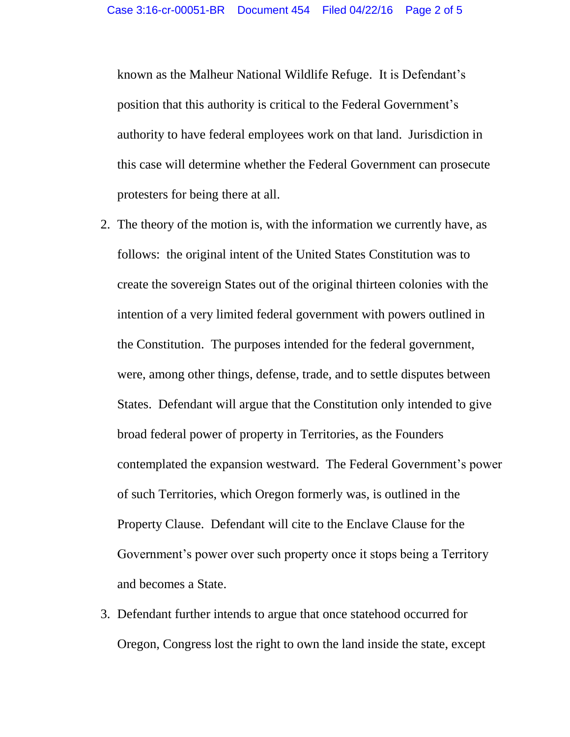known as the Malheur National Wildlife Refuge. It is Defendant's position that this authority is critical to the Federal Government's authority to have federal employees work on that land. Jurisdiction in this case will determine whether the Federal Government can prosecute protesters for being there at all.

2. The theory of the motion is, with the information we currently have, as follows: the original intent of the United States Constitution was to create the sovereign States out of the original thirteen colonies with the intention of a very limited federal government with powers outlined in the Constitution. The purposes intended for the federal government, were, among other things, defense, trade, and to settle disputes between States. Defendant will argue that the Constitution only intended to give broad federal power of property in Territories, as the Founders contemplated the expansion westward. The Federal Government's power of such Territories, which Oregon formerly was, is outlined in the Property Clause. Defendant will cite to the Enclave Clause for the Government's power over such property once it stops being a Territory and becomes a State.

3. Defendant further intends to argue that once statehood occurred for Oregon, Congress lost the right to own the land inside the state, except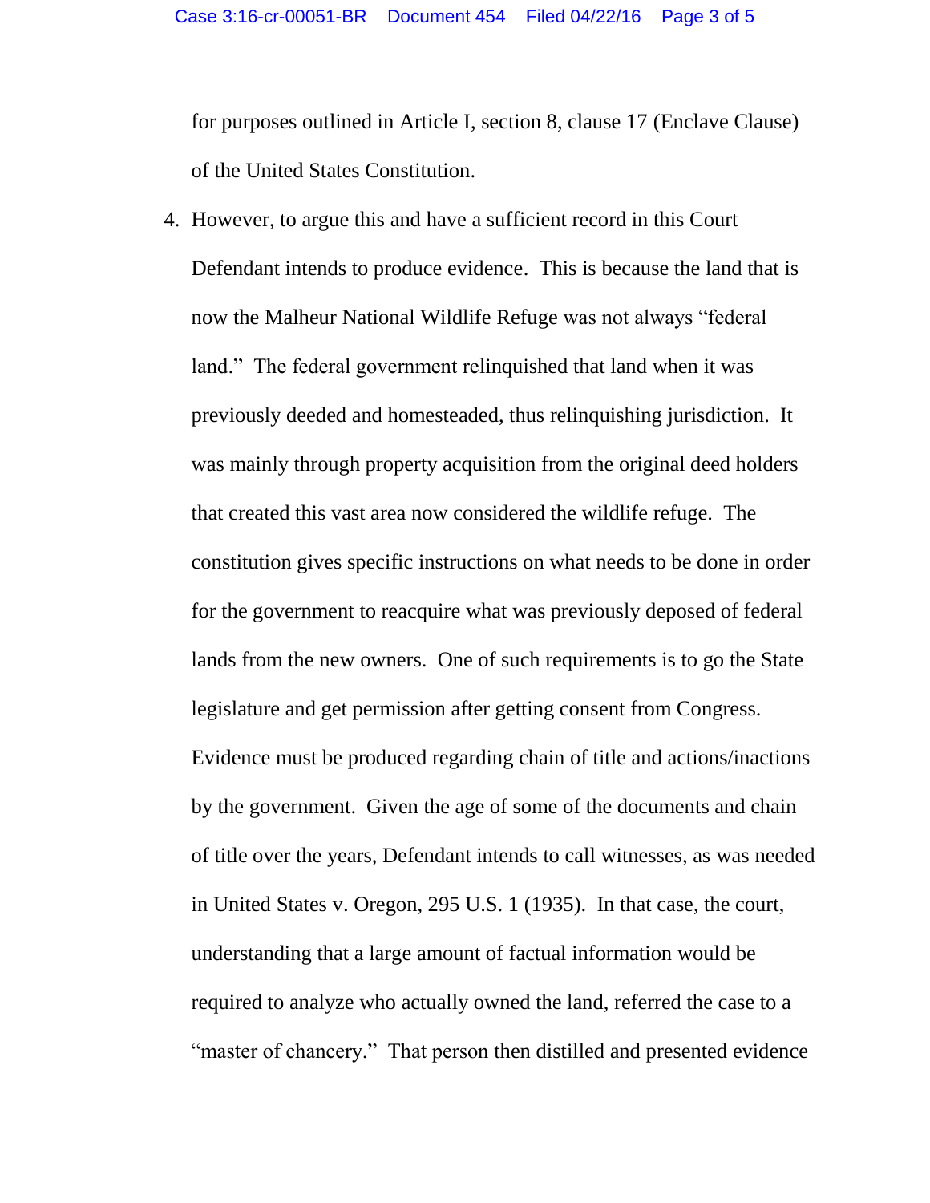for purposes outlined in Article I, section 8, clause 17 (Enclave Clause) of the United States Constitution.

4. However, to argue this and have a sufficient record in this Court Defendant intends to produce evidence. This is because the land that is now the Malheur National Wildlife Refuge was not always "federal land." The federal government relinquished that land when it was previously deeded and homesteaded, thus relinquishing jurisdiction. It was mainly through property acquisition from the original deed holders that created this vast area now considered the wildlife refuge. The constitution gives specific instructions on what needs to be done in order for the government to reacquire what was previously deposed of federal lands from the new owners. One of such requirements is to go the State legislature and get permission after getting consent from Congress. Evidence must be produced regarding chain of title and actions/inactions by the government. Given the age of some of the documents and chain of title over the years, Defendant intends to call witnesses, as was needed in United States v. Oregon, 295 U.S. 1 (1935). In that case, the court, understanding that a large amount of factual information would be required to analyze who actually owned the land, referred the case to a "master of chancery." That person then distilled and presented evidence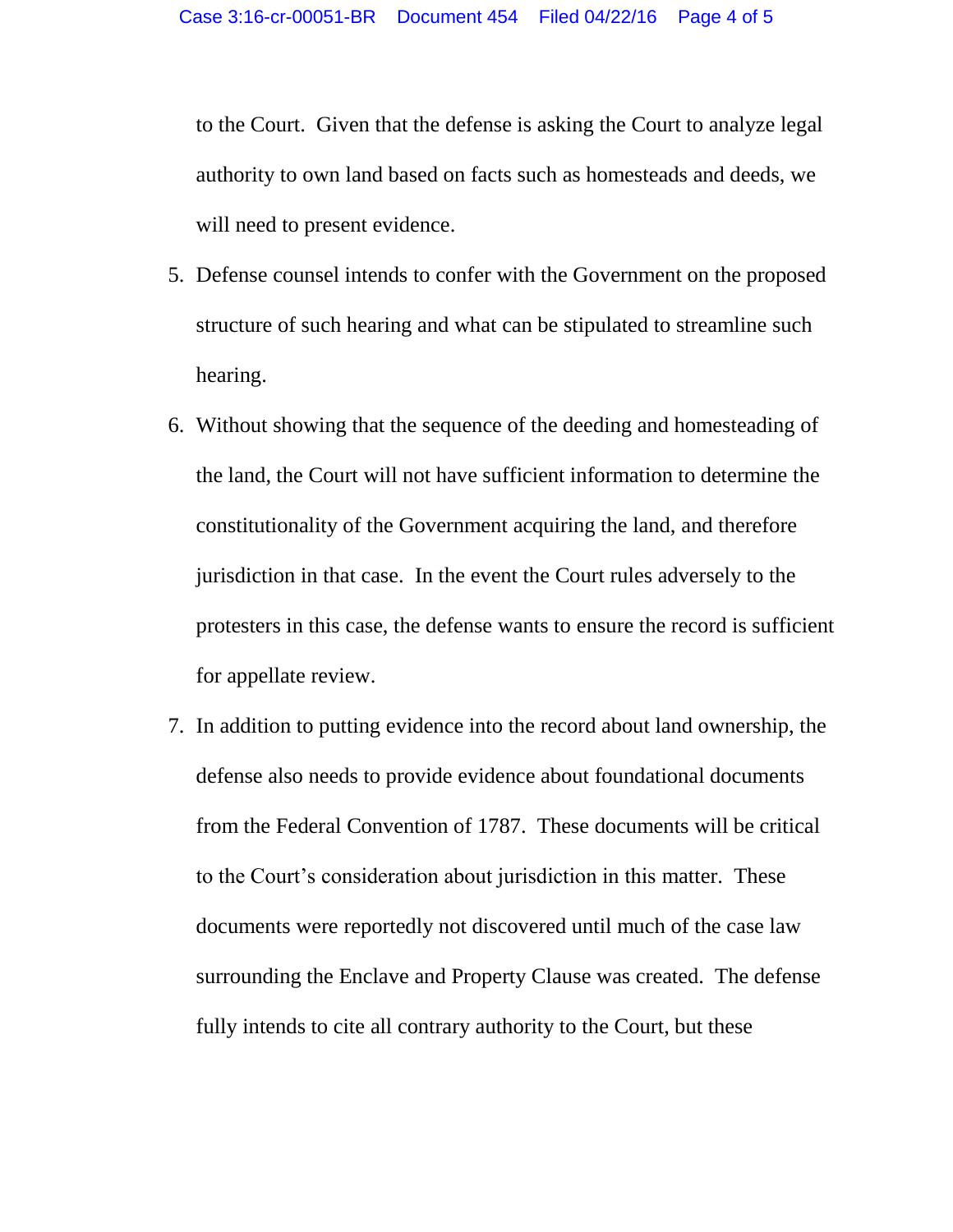to the Court. Given that the defense is asking the Court to analyze legal authority to own land based on facts such as homesteads and deeds, we will need to present evidence.

5. Defense counsel intends to confer with the Government on the proposed structure of such hearing and what can be stipulated to streamline such hearing.

6. Without showing that the sequence of the deeding and homesteading of the land, the Court will not have sufficient information to determine the constitutionality of the Government acquiring the land, and therefore jurisdiction in that case. In the event the Court rules adversely to the protesters in this case, the defense wants to ensure the record is sufficient for appellate review.

7. In addition to putting evidence into the record about land ownership, the defense also needs to provide evidence about foundational documents from the Federal Convention of 1787. These documents will be critical to the Court's consideration about jurisdiction in this matter. These documents were reportedly not discovered until much of the case law surrounding the Enclave and Property Clause was created. The defense fully intends to cite all contrary authority to the Court, but these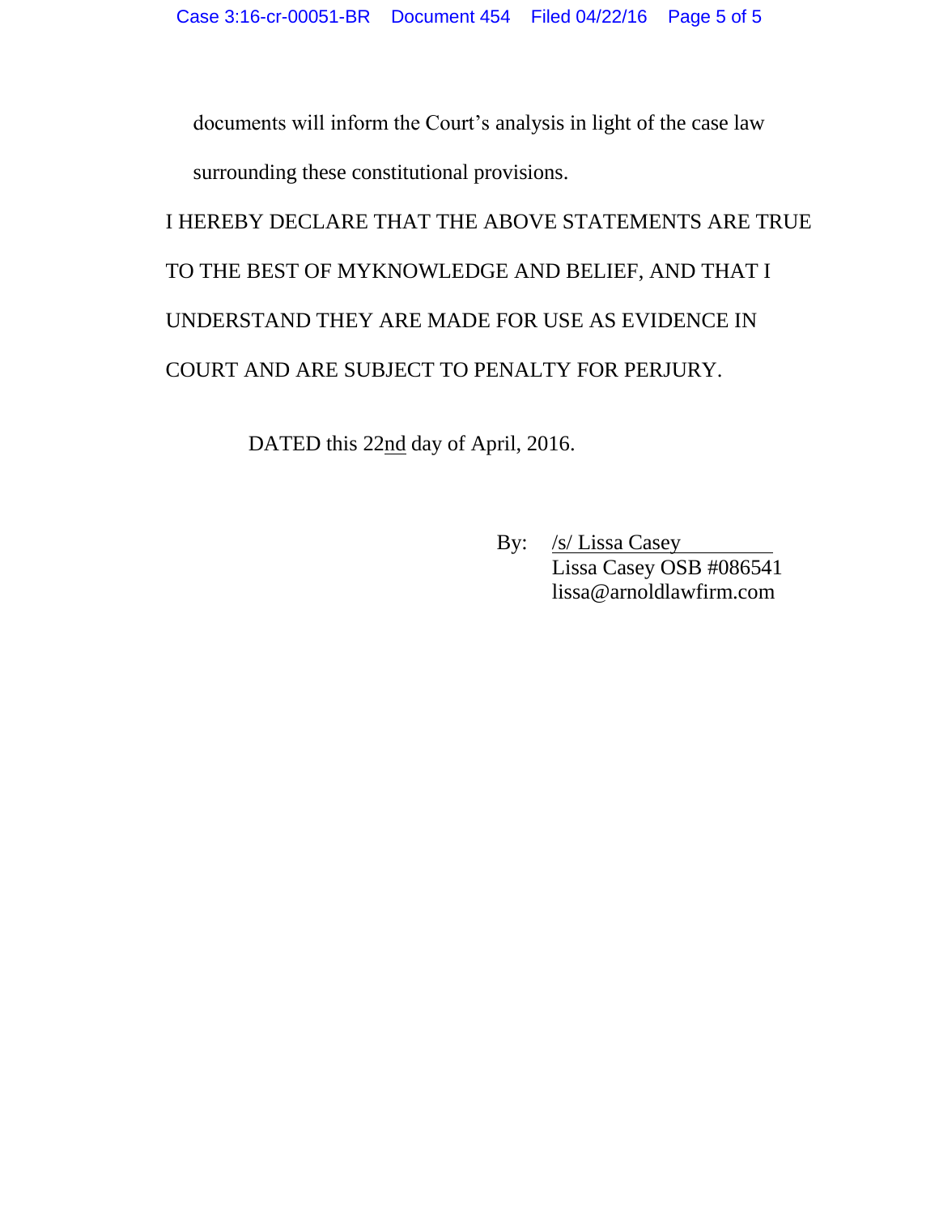documents will inform the Court's analysis in light of the case law surrounding these constitutional provisions.

I HEREBY DECLARE THAT THE ABOVE STATEMENTS ARE TRUE TO THE BEST OF MYKNOWLEDGE AND BELIEF, AND THAT I UNDERSTAND THEY ARE MADE FOR USE AS EVIDENCE IN COURT AND ARE SUBJECT TO PENALTY FOR PERJURY.

DATED this 22nd day of April, 2016.

By: /s/ Lissa Casey
Lissa Casey OSB #086541
lissa@arnoldlawfirm.com